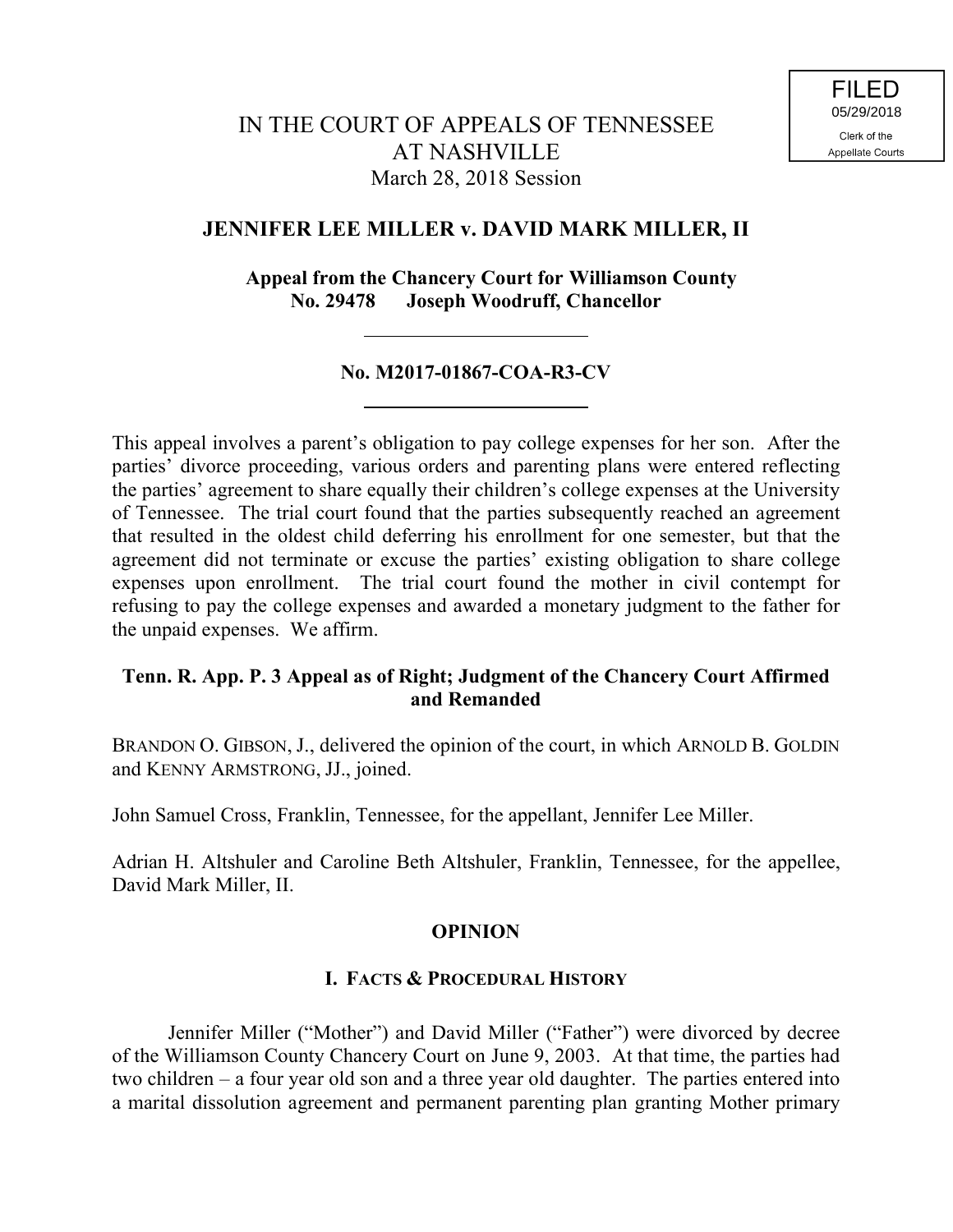FILED
05/29/2018
Clerk of the
Appellate Courts

# IN THE COURT OF APPEALS OF TENNESSEE AT NASHVILLE

March 28, 2018 Session

## JENNIFER LEE MILLER v. DAVID MARK MILLER, II

**Appeal from the Chancery Court for Williamson County**
**No. 29478 Joseph Woodruff, Chancellor**

---

**No. M2017-01867-COA-R3-CV**

---

This appeal involves a parent's obligation to pay college expenses for her son. After the parties' divorce proceeding, various orders and parenting plans were entered reflecting the parties' agreement to share equally their children's college expenses at the University of Tennessee. The trial court found that the parties subsequently reached an agreement that resulted in the oldest child deferring his enrollment for one semester, but that the agreement did not terminate or excuse the parties' existing obligation to share college expenses upon enrollment. The trial court found the mother in civil contempt for refusing to pay the college expenses and awarded a monetary judgment to the father for the unpaid expenses. We affirm.

**Tenn. R. App. P. 3 Appeal as of Right; Judgment of the Chancery Court Affirmed and Remanded**

BRANDON O. GIBSON, J., delivered the opinion of the court, in which ARNOLD B. GOLDIN and KENNY ARMSTRONG, JJ., joined.

John Samuel Cross, Franklin, Tennessee, for the appellant, Jennifer Lee Miller.

Adrian H. Altshuler and Caroline Beth Altshuler, Franklin, Tennessee, for the appellee, David Mark Miller, II.

## OPINION

### I. FACTS & PROCEDURAL HISTORY

Jennifer Miller ("Mother") and David Miller ("Father") were divorced by decree of the Williamson County Chancery Court on June 9, 2003. At that time, the parties had two children – a four year old son and a three year old daughter. The parties entered into a marital dissolution agreement and permanent parenting plan granting Mother primary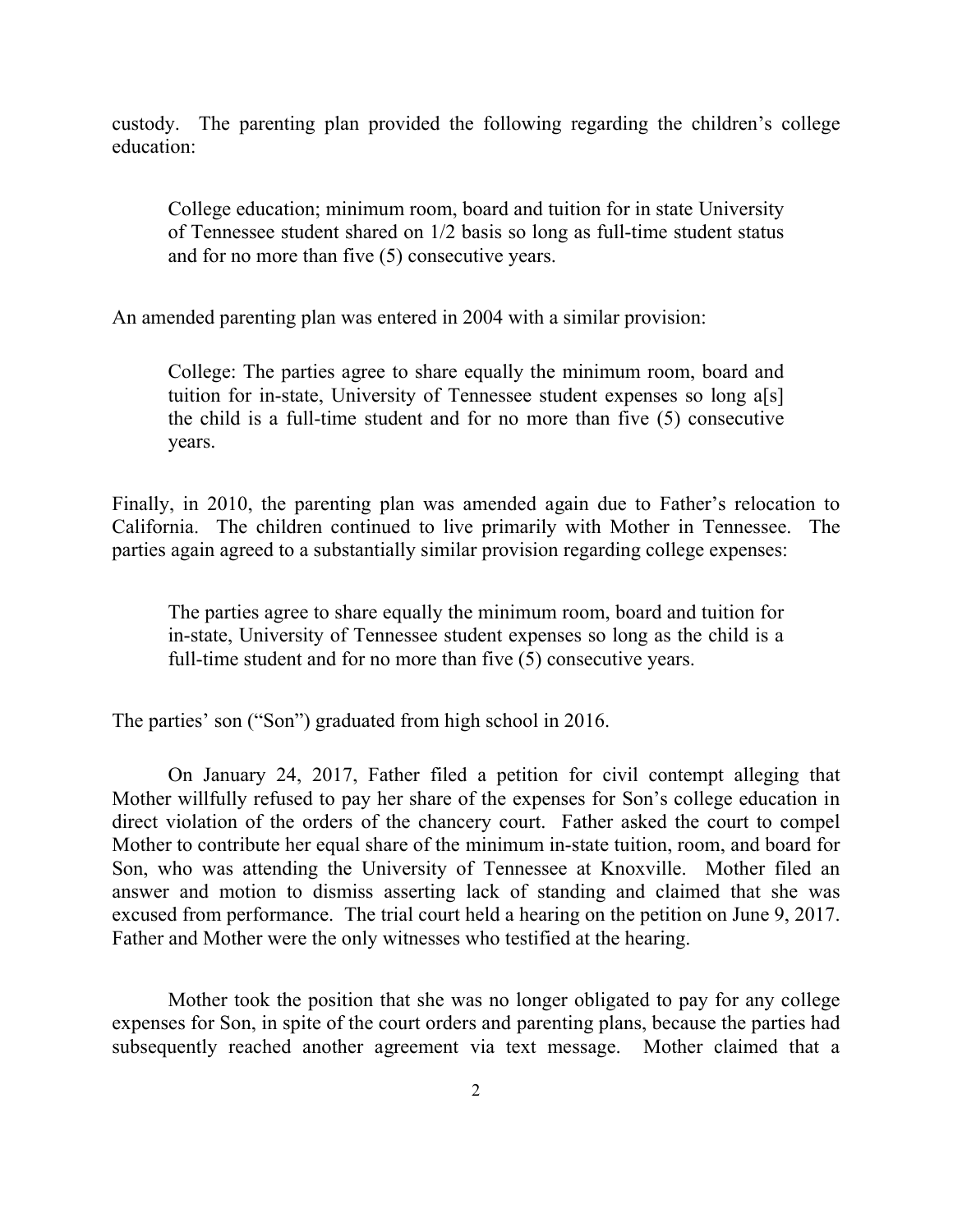custody. The parenting plan provided the following regarding the children's college education:

> College education; minimum room, board and tuition for in state University of Tennessee student shared on 1/2 basis so long as full-time student status and for no more than five (5) consecutive years.

An amended parenting plan was entered in 2004 with a similar provision:

> College: The parties agree to share equally the minimum room, board and tuition for in-state, University of Tennessee student expenses so long a[s] the child is a full-time student and for no more than five (5) consecutive years.

Finally, in 2010, the parenting plan was amended again due to Father's relocation to California. The children continued to live primarily with Mother in Tennessee. The parties again agreed to a substantially similar provision regarding college expenses:

> The parties agree to share equally the minimum room, board and tuition for in-state, University of Tennessee student expenses so long as the child is a full-time student and for no more than five (5) consecutive years.

The parties' son ("Son") graduated from high school in 2016.

On January 24, 2017, Father filed a petition for civil contempt alleging that Mother willfully refused to pay her share of the expenses for Son's college education in direct violation of the orders of the chancery court. Father asked the court to compel Mother to contribute her equal share of the minimum in-state tuition, room, and board for Son, who was attending the University of Tennessee at Knoxville. Mother filed an answer and motion to dismiss asserting lack of standing and claimed that she was excused from performance. The trial court held a hearing on the petition on June 9, 2017. Father and Mother were the only witnesses who testified at the hearing.

Mother took the position that she was no longer obligated to pay for any college expenses for Son, in spite of the court orders and parenting plans, because the parties had subsequently reached another agreement via text message. Mother claimed that a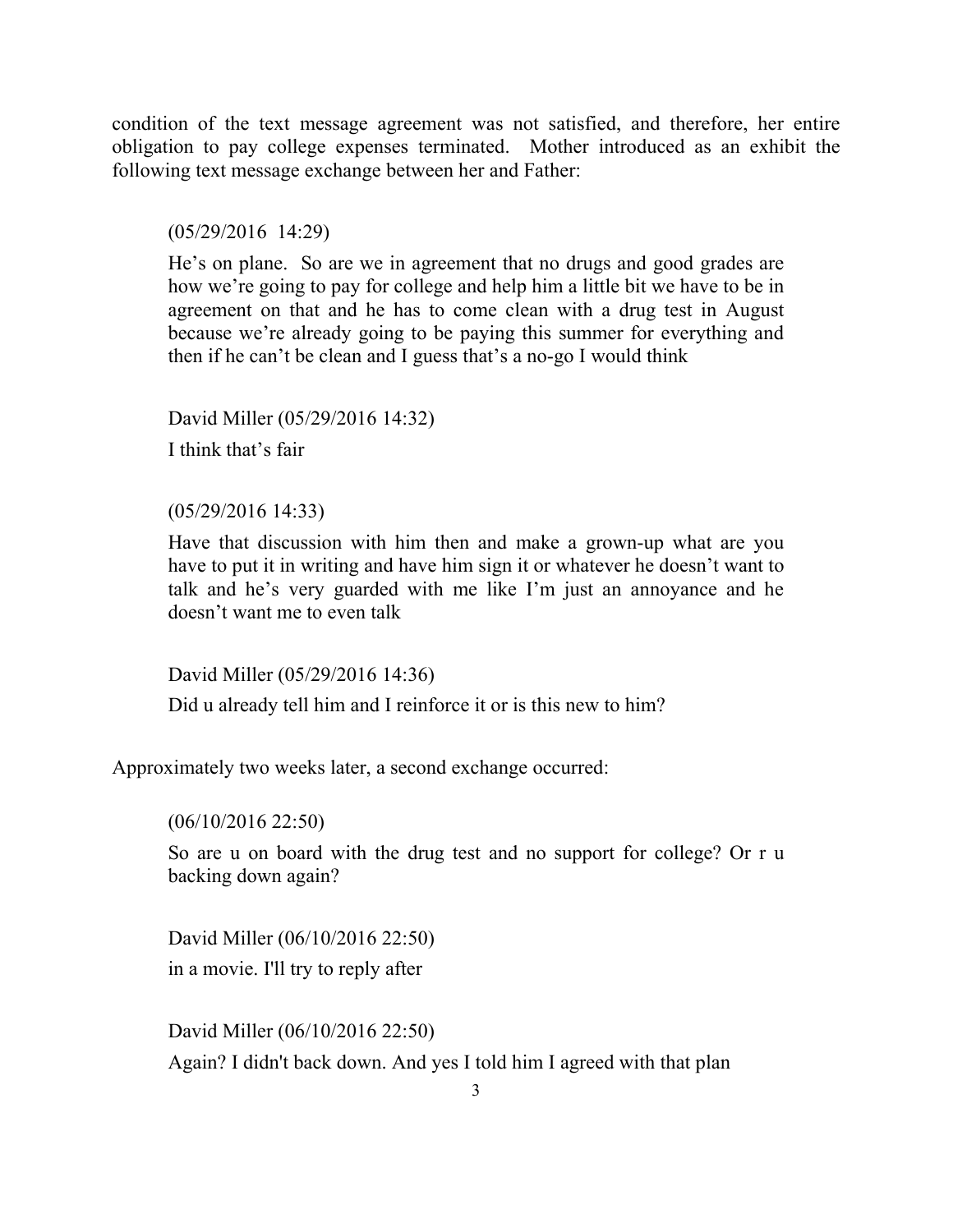condition of the text message agreement was not satisfied, and therefore, her entire obligation to pay college expenses terminated. Mother introduced as an exhibit the following text message exchange between her and Father:

> (05/29/2016 14:29)
>
> He's on plane. So are we in agreement that no drugs and good grades are how we're going to pay for college and help him a little bit we have to be in agreement on that and he has to come clean with a drug test in August because we're already going to be paying this summer for everything and then if he can't be clean and I guess that's a no-go I would think
>
> David Miller (05/29/2016 14:32)
>
> I think that's fair
>
> (05/29/2016 14:33)
>
> Have that discussion with him then and make a grown-up what are you have to put it in writing and have him sign it or whatever he doesn't want to talk and he's very guarded with me like I'm just an annoyance and he doesn't want me to even talk
>
> David Miller (05/29/2016 14:36)
>
> Did u already tell him and I reinforce it or is this new to him?

Approximately two weeks later, a second exchange occurred:

> (06/10/2016 22:50)
>
> So are u on board with the drug test and no support for college? Or r u backing down again?
>
> David Miller (06/10/2016 22:50)
>
> in a movie. I'll try to reply after
>
> David Miller (06/10/2016 22:50)
>
> Again? I didn't back down. And yes I told him I agreed with that plan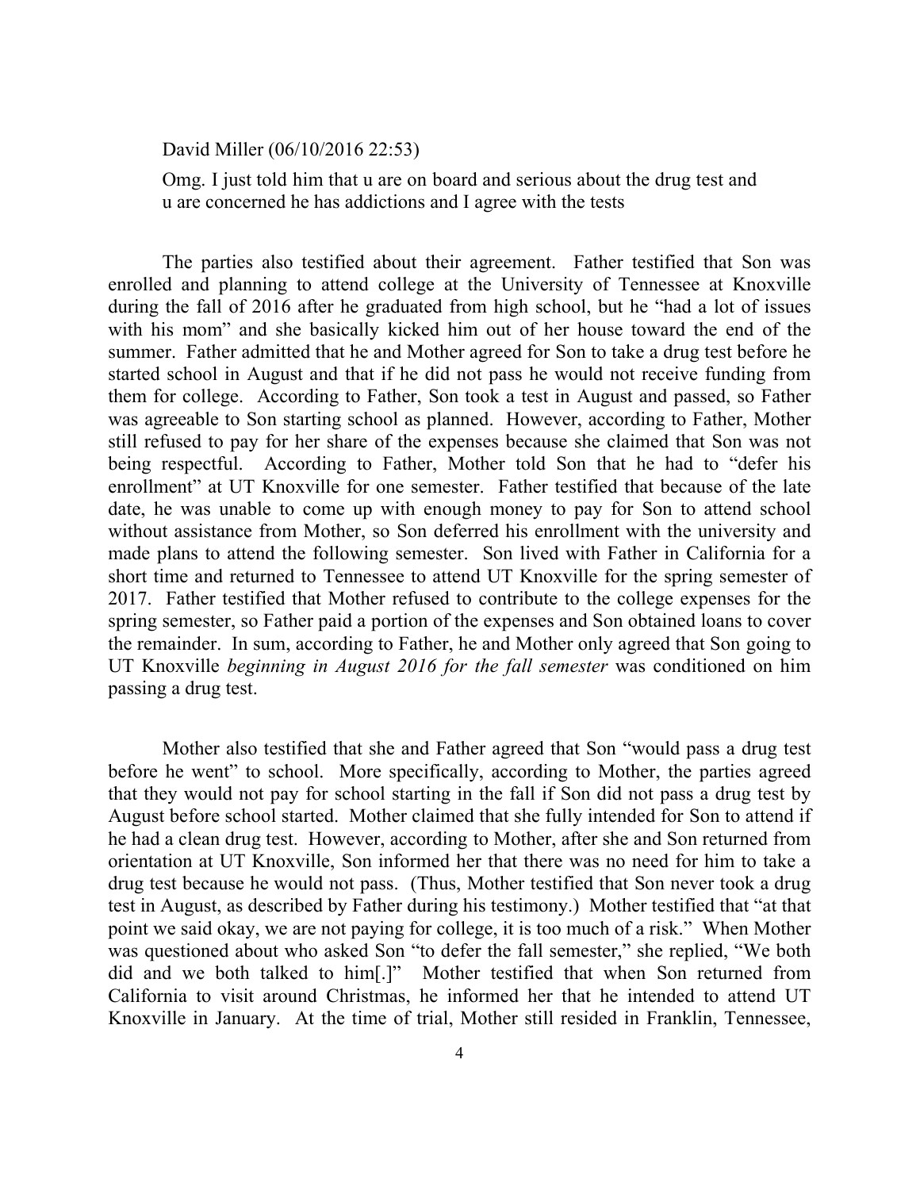David Miller (06/10/2016 22:53)

Omg. I just told him that u are on board and serious about the drug test and u are concerned he has addictions and I agree with the tests

The parties also testified about their agreement. Father testified that Son was enrolled and planning to attend college at the University of Tennessee at Knoxville during the fall of 2016 after he graduated from high school, but he "had a lot of issues with his mom" and she basically kicked him out of her house toward the end of the summer. Father admitted that he and Mother agreed for Son to take a drug test before he started school in August and that if he did not pass he would not receive funding from them for college. According to Father, Son took a test in August and passed, so Father was agreeable to Son starting school as planned. However, according to Father, Mother still refused to pay for her share of the expenses because she claimed that Son was not being respectful. According to Father, Mother told Son that he had to "defer his enrollment" at UT Knoxville for one semester. Father testified that because of the late date, he was unable to come up with enough money to pay for Son to attend school without assistance from Mother, so Son deferred his enrollment with the university and made plans to attend the following semester. Son lived with Father in California for a short time and returned to Tennessee to attend UT Knoxville for the spring semester of 2017. Father testified that Mother refused to contribute to the college expenses for the spring semester, so Father paid a portion of the expenses and Son obtained loans to cover the remainder. In sum, according to Father, he and Mother only agreed that Son going to UT Knoxville *beginning in August 2016 for the fall semester* was conditioned on him passing a drug test.

Mother also testified that she and Father agreed that Son "would pass a drug test before he went" to school. More specifically, according to Mother, the parties agreed that they would not pay for school starting in the fall if Son did not pass a drug test by August before school started. Mother claimed that she fully intended for Son to attend if he had a clean drug test. However, according to Mother, after she and Son returned from orientation at UT Knoxville, Son informed her that there was no need for him to take a drug test because he would not pass. (Thus, Mother testified that Son never took a drug test in August, as described by Father during his testimony.) Mother testified that "at that point we said okay, we are not paying for college, it is too much of a risk." When Mother was questioned about who asked Son "to defer the fall semester," she replied, "We both did and we both talked to him[.]" Mother testified that when Son returned from California to visit around Christmas, he informed her that he intended to attend UT Knoxville in January. At the time of trial, Mother still resided in Franklin, Tennessee,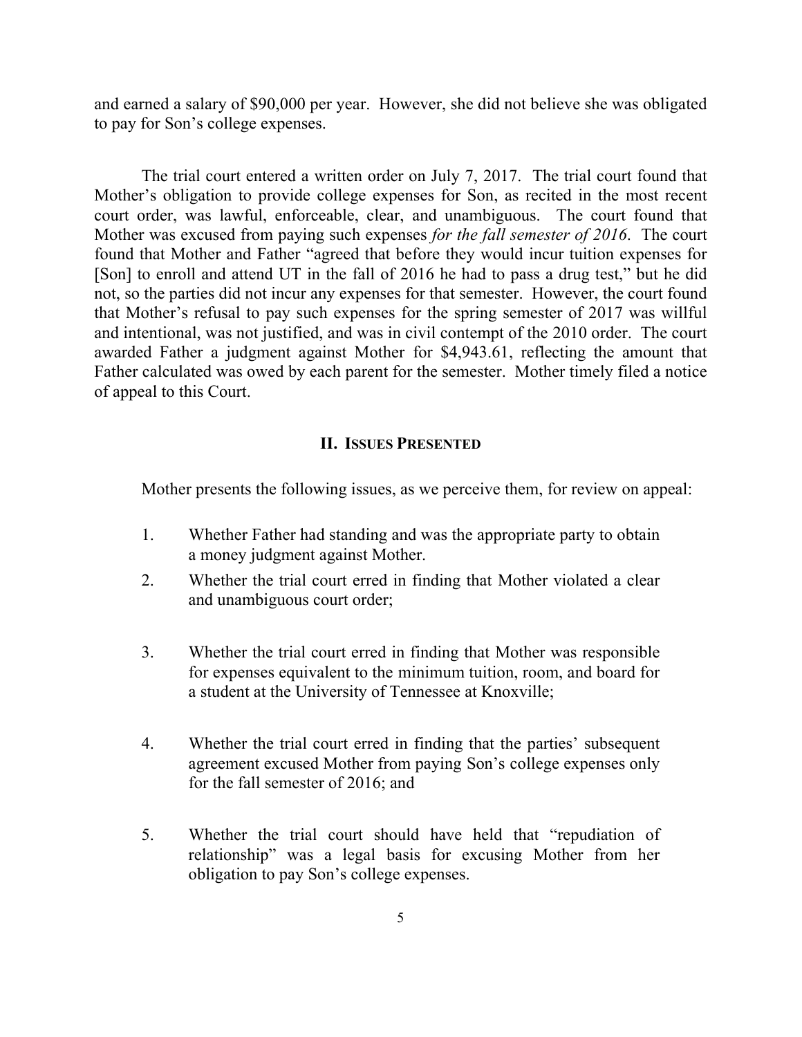and earned a salary of $90,000 per year. However, she did not believe she was obligated to pay for Son's college expenses.

The trial court entered a written order on July 7, 2017. The trial court found that Mother's obligation to provide college expenses for Son, as recited in the most recent court order, was lawful, enforceable, clear, and unambiguous. The court found that Mother was excused from paying such expenses *for the fall semester of 2016*. The court found that Mother and Father "agreed that before they would incur tuition expenses for [Son] to enroll and attend UT in the fall of 2016 he had to pass a drug test," but he did not, so the parties did not incur any expenses for that semester. However, the court found that Mother's refusal to pay such expenses for the spring semester of 2017 was willful and intentional, was not justified, and was in civil contempt of the 2010 order. The court awarded Father a judgment against Mother for $4,943.61, reflecting the amount that Father calculated was owed by each parent for the semester. Mother timely filed a notice of appeal to this Court.

## II. Issues Presented

Mother presents the following issues, as we perceive them, for review on appeal:

1. Whether Father had standing and was the appropriate party to obtain a money judgment against Mother.
2. Whether the trial court erred in finding that Mother violated a clear and unambiguous court order;
3. Whether the trial court erred in finding that Mother was responsible for expenses equivalent to the minimum tuition, room, and board for a student at the University of Tennessee at Knoxville;
4. Whether the trial court erred in finding that the parties' subsequent agreement excused Mother from paying Son's college expenses only for the fall semester of 2016; and
5. Whether the trial court should have held that "repudiation of relationship" was a legal basis for excusing Mother from her obligation to pay Son's college expenses.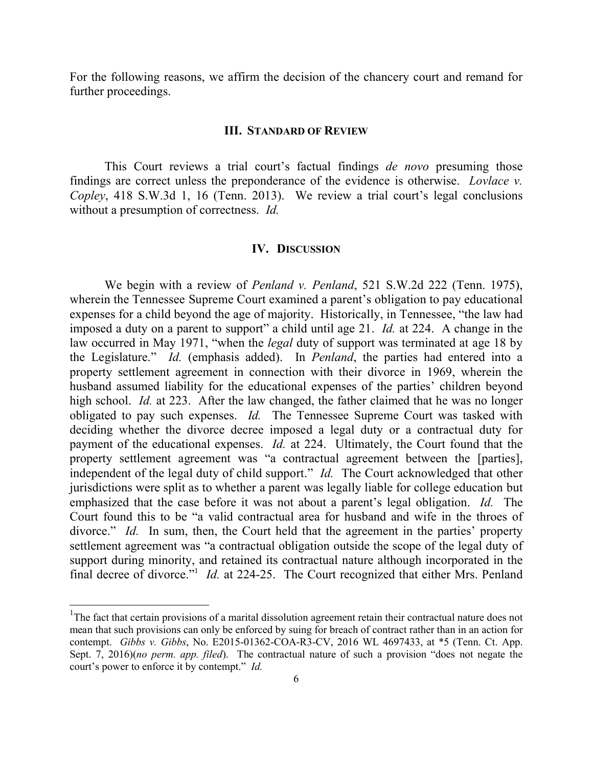For the following reasons, we affirm the decision of the chancery court and remand for further proceedings.

## III. STANDARD OF REVIEW

This Court reviews a trial court's factual findings *de novo* presuming those findings are correct unless the preponderance of the evidence is otherwise. *Lovlace v. Copley*, 418 S.W.3d 1, 16 (Tenn. 2013). We review a trial court's legal conclusions without a presumption of correctness. *Id.*

## IV. DISCUSSION

We begin with a review of *Penland v. Penland*, 521 S.W.2d 222 (Tenn. 1975), wherein the Tennessee Supreme Court examined a parent's obligation to pay educational expenses for a child beyond the age of majority. Historically, in Tennessee, "the law had imposed a duty on a parent to support" a child until age 21. *Id.* at 224. A change in the law occurred in May 1971, "when the *legal* duty of support was terminated at age 18 by the Legislature." *Id.* (emphasis added). In *Penland*, the parties had entered into a property settlement agreement in connection with their divorce in 1969, wherein the husband assumed liability for the educational expenses of the parties' children beyond high school. *Id.* at 223. After the law changed, the father claimed that he was no longer obligated to pay such expenses. *Id.* The Tennessee Supreme Court was tasked with deciding whether the divorce decree imposed a legal duty or a contractual duty for payment of the educational expenses. *Id.* at 224. Ultimately, the Court found that the property settlement agreement was "a contractual agreement between the [parties], independent of the legal duty of child support." *Id.* The Court acknowledged that other jurisdictions were split as to whether a parent was legally liable for college education but emphasized that the case before it was not about a parent's legal obligation. *Id.* The Court found this to be "a valid contractual area for husband and wife in the throes of divorce." *Id.* In sum, then, the Court held that the agreement in the parties' property settlement agreement was "a contractual obligation outside the scope of the legal duty of support during minority, and retained its contractual nature although incorporated in the final decree of divorce."[1] *Id.* at 224-25. The Court recognized that either Mrs. Penland

[1] The fact that certain provisions of a marital dissolution agreement retain their contractual nature does not mean that such provisions can only be enforced by suing for breach of contract rather than in an action for contempt. *Gibbs v. Gibbs*, No. E2015-01362-COA-R3-CV, 2016 WL 4697433, at *5 (Tenn. Ct. App. Sept. 7, 2016)(*no perm. app. filed*). The contractual nature of such a provision "does not negate the court's power to enforce it by contempt." *Id.*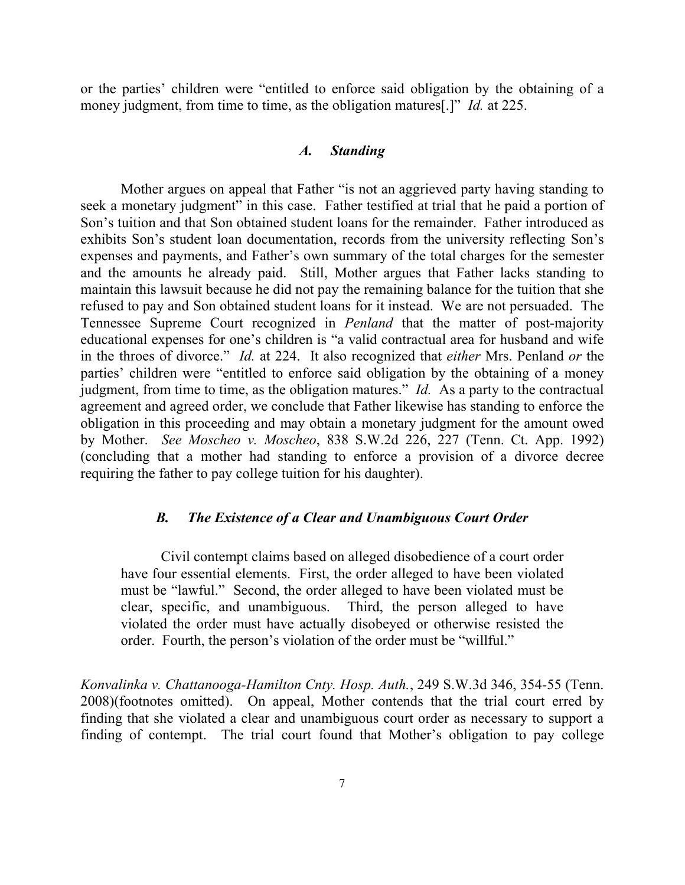or the parties' children were "entitled to enforce said obligation by the obtaining of a money judgment, from time to time, as the obligation matures[.]" *Id.* at 225.

### *A. Standing*

Mother argues on appeal that Father "is not an aggrieved party having standing to seek a monetary judgment" in this case. Father testified at trial that he paid a portion of Son's tuition and that Son obtained student loans for the remainder. Father introduced as exhibits Son's student loan documentation, records from the university reflecting Son's expenses and payments, and Father's own summary of the total charges for the semester and the amounts he already paid. Still, Mother argues that Father lacks standing to maintain this lawsuit because he did not pay the remaining balance for the tuition that she refused to pay and Son obtained student loans for it instead. We are not persuaded. The Tennessee Supreme Court recognized in *Penland* that the matter of post-majority educational expenses for one's children is "a valid contractual area for husband and wife in the throes of divorce." *Id.* at 224. It also recognized that *either* Mrs. Penland *or* the parties' children were "entitled to enforce said obligation by the obtaining of a money judgment, from time to time, as the obligation matures." *Id.* As a party to the contractual agreement and agreed order, we conclude that Father likewise has standing to enforce the obligation in this proceeding and may obtain a monetary judgment for the amount owed by Mother. *See Moscheo v. Moscheo*, 838 S.W.2d 226, 227 (Tenn. Ct. App. 1992) (concluding that a mother had standing to enforce a provision of a divorce decree requiring the father to pay college tuition for his daughter).

### *B. The Existence of a Clear and Unambiguous Court Order*

> Civil contempt claims based on alleged disobedience of a court order have four essential elements. First, the order alleged to have been violated must be "lawful." Second, the order alleged to have been violated must be clear, specific, and unambiguous. Third, the person alleged to have violated the order must have actually disobeyed or otherwise resisted the order. Fourth, the person's violation of the order must be "willful."

*Konvalinka v. Chattanooga-Hamilton Cnty. Hosp. Auth.*, 249 S.W.3d 346, 354-55 (Tenn. 2008)(footnotes omitted). On appeal, Mother contends that the trial court erred by finding that she violated a clear and unambiguous court order as necessary to support a finding of contempt. The trial court found that Mother's obligation to pay college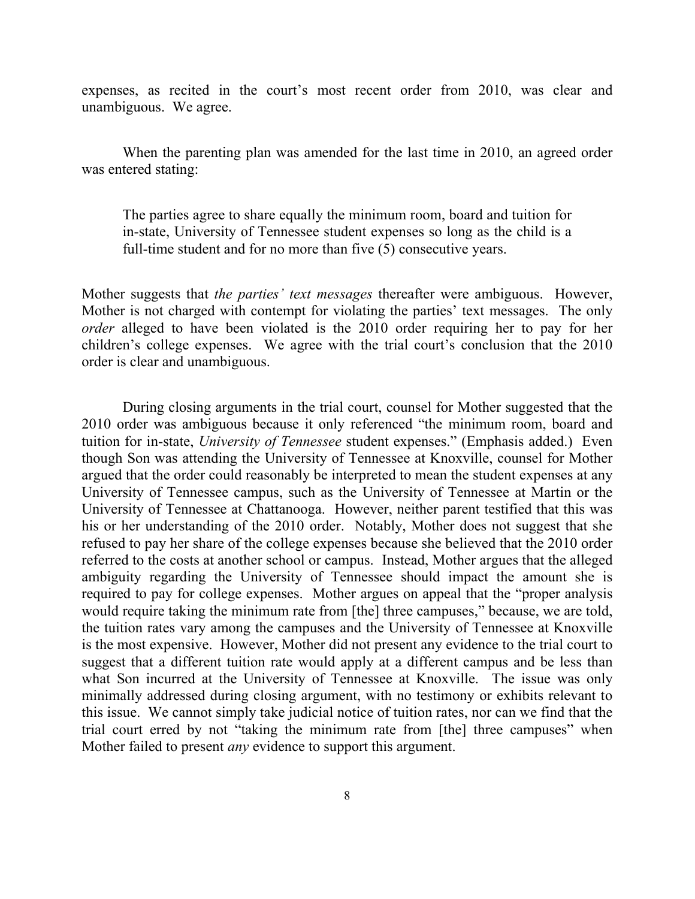expenses, as recited in the court's most recent order from 2010, was clear and unambiguous. We agree.

When the parenting plan was amended for the last time in 2010, an agreed order was entered stating:

> The parties agree to share equally the minimum room, board and tuition for in-state, University of Tennessee student expenses so long as the child is a full-time student and for no more than five (5) consecutive years.

Mother suggests that *the parties' text messages* thereafter were ambiguous. However, Mother is not charged with contempt for violating the parties' text messages. The only *order* alleged to have been violated is the 2010 order requiring her to pay for her children's college expenses. We agree with the trial court's conclusion that the 2010 order is clear and unambiguous.

During closing arguments in the trial court, counsel for Mother suggested that the 2010 order was ambiguous because it only referenced "the minimum room, board and tuition for in-state, *University of Tennessee* student expenses." (Emphasis added.) Even though Son was attending the University of Tennessee at Knoxville, counsel for Mother argued that the order could reasonably be interpreted to mean the student expenses at any University of Tennessee campus, such as the University of Tennessee at Martin or the University of Tennessee at Chattanooga. However, neither parent testified that this was his or her understanding of the 2010 order. Notably, Mother does not suggest that she refused to pay her share of the college expenses because she believed that the 2010 order referred to the costs at another school or campus. Instead, Mother argues that the alleged ambiguity regarding the University of Tennessee should impact the amount she is required to pay for college expenses. Mother argues on appeal that the "proper analysis would require taking the minimum rate from [the] three campuses," because, we are told, the tuition rates vary among the campuses and the University of Tennessee at Knoxville is the most expensive. However, Mother did not present any evidence to the trial court to suggest that a different tuition rate would apply at a different campus and be less than what Son incurred at the University of Tennessee at Knoxville. The issue was only minimally addressed during closing argument, with no testimony or exhibits relevant to this issue. We cannot simply take judicial notice of tuition rates, nor can we find that the trial court erred by not "taking the minimum rate from [the] three campuses" when Mother failed to present *any* evidence to support this argument.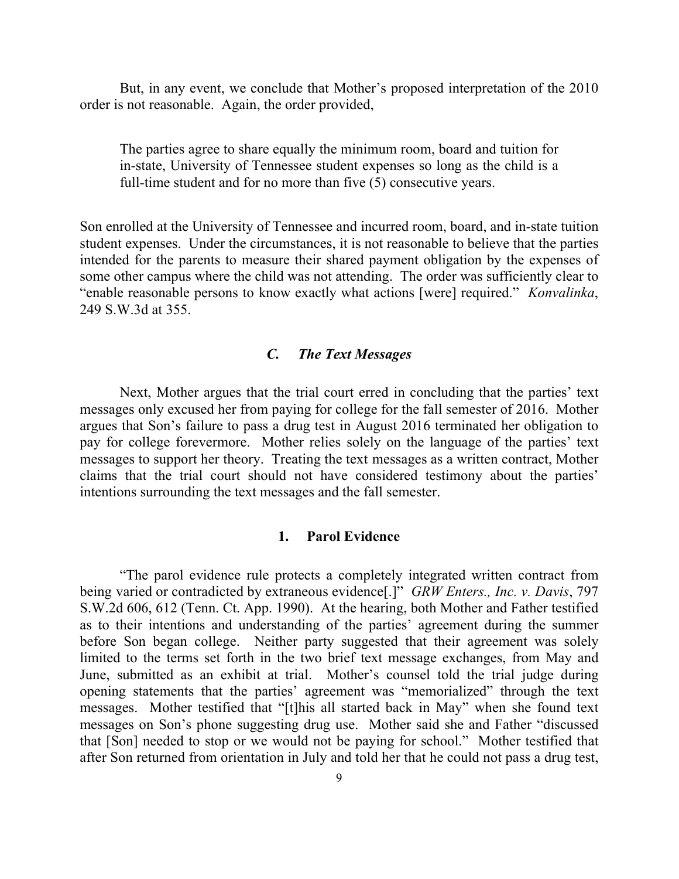But, in any event, we conclude that Mother's proposed interpretation of the 2010 order is not reasonable. Again, the order provided,

> The parties agree to share equally the minimum room, board and tuition for in-state, University of Tennessee student expenses so long as the child is a full-time student and for no more than five (5) consecutive years.

Son enrolled at the University of Tennessee and incurred room, board, and in-state tuition student expenses. Under the circumstances, it is not reasonable to believe that the parties intended for the parents to measure their shared payment obligation by the expenses of some other campus where the child was not attending. The order was sufficiently clear to "enable reasonable persons to know exactly what actions [were] required." *Konvalinka*, 249 S.W.3d at 355.

### *C. The Text Messages*

Next, Mother argues that the trial court erred in concluding that the parties' text messages only excused her from paying for college for the fall semester of 2016. Mother argues that Son's failure to pass a drug test in August 2016 terminated her obligation to pay for college forevermore. Mother relies solely on the language of the parties' text messages to support her theory. Treating the text messages as a written contract, Mother claims that the trial court should not have considered testimony about the parties' intentions surrounding the text messages and the fall semester.

#### **1. Parol Evidence**

"The parol evidence rule protects a completely integrated written contract from being varied or contradicted by extraneous evidence[.]" *GRW Enters., Inc. v. Davis*, 797 S.W.2d 606, 612 (Tenn. Ct. App. 1990). At the hearing, both Mother and Father testified as to their intentions and understanding of the parties' agreement during the summer before Son began college. Neither party suggested that their agreement was solely limited to the terms set forth in the two brief text message exchanges, from May and June, submitted as an exhibit at trial. Mother's counsel told the trial judge during opening statements that the parties' agreement was "memorialized" through the text messages. Mother testified that "[t]his all started back in May" when she found text messages on Son's phone suggesting drug use. Mother said she and Father "discussed that [Son] needed to stop or we would not be paying for school." Mother testified that after Son returned from orientation in July and told her that he could not pass a drug test,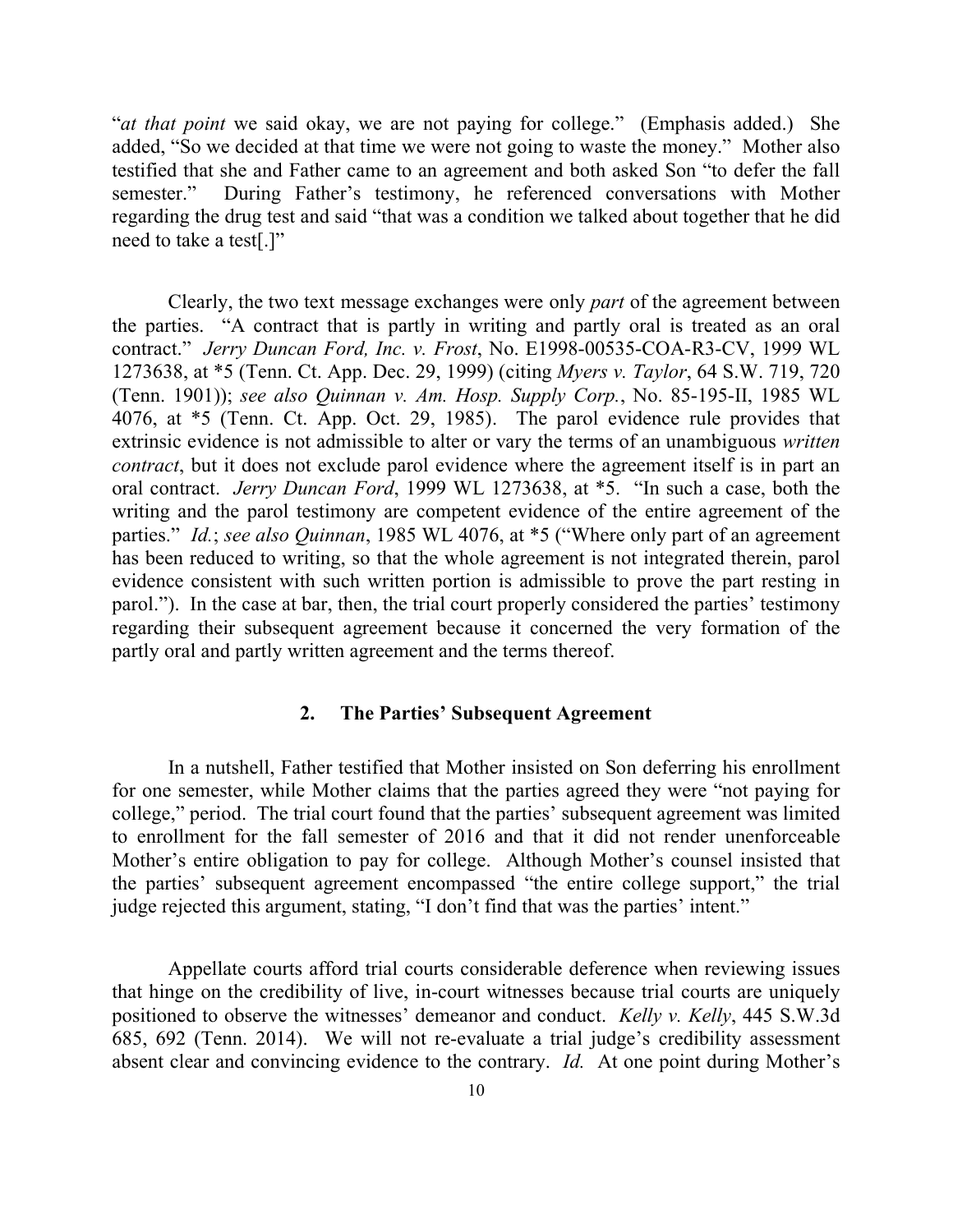"*at that point* we said okay, we are not paying for college." (Emphasis added.) She added, "So we decided at that time we were not going to waste the money." Mother also testified that she and Father came to an agreement and both asked Son "to defer the fall semester." During Father's testimony, he referenced conversations with Mother regarding the drug test and said "that was a condition we talked about together that he did need to take a test[.]"

Clearly, the two text message exchanges were only *part* of the agreement between the parties. "A contract that is partly in writing and partly oral is treated as an oral contract." *Jerry Duncan Ford, Inc. v. Frost*, No. E1998-00535-COA-R3-CV, 1999 WL 1273638, at \*5 (Tenn. Ct. App. Dec. 29, 1999) (citing *Myers v. Taylor*, 64 S.W. 719, 720 (Tenn. 1901)); *see also Quinnan v. Am. Hosp. Supply Corp.*, No. 85-195-II, 1985 WL 4076, at \*5 (Tenn. Ct. App. Oct. 29, 1985). The parol evidence rule provides that extrinsic evidence is not admissible to alter or vary the terms of an unambiguous *written contract*, but it does not exclude parol evidence where the agreement itself is in part an oral contract. *Jerry Duncan Ford*, 1999 WL 1273638, at \*5. "In such a case, both the writing and the parol testimony are competent evidence of the entire agreement of the parties." *Id.*; *see also Quinnan*, 1985 WL 4076, at \*5 ("Where only part of an agreement has been reduced to writing, so that the whole agreement is not integrated therein, parol evidence consistent with such written portion is admissible to prove the part resting in parol."). In the case at bar, then, the trial court properly considered the parties' testimony regarding their subsequent agreement because it concerned the very formation of the partly oral and partly written agreement and the terms thereof.

### 2. The Parties' Subsequent Agreement

In a nutshell, Father testified that Mother insisted on Son deferring his enrollment for one semester, while Mother claims that the parties agreed they were "not paying for college," period. The trial court found that the parties' subsequent agreement was limited to enrollment for the fall semester of 2016 and that it did not render unenforceable Mother's entire obligation to pay for college. Although Mother's counsel insisted that the parties' subsequent agreement encompassed "the entire college support," the trial judge rejected this argument, stating, "I don't find that was the parties' intent."

Appellate courts afford trial courts considerable deference when reviewing issues that hinge on the credibility of live, in-court witnesses because trial courts are uniquely positioned to observe the witnesses' demeanor and conduct. *Kelly v. Kelly*, 445 S.W.3d 685, 692 (Tenn. 2014). We will not re-evaluate a trial judge's credibility assessment absent clear and convincing evidence to the contrary. *Id.* At one point during Mother's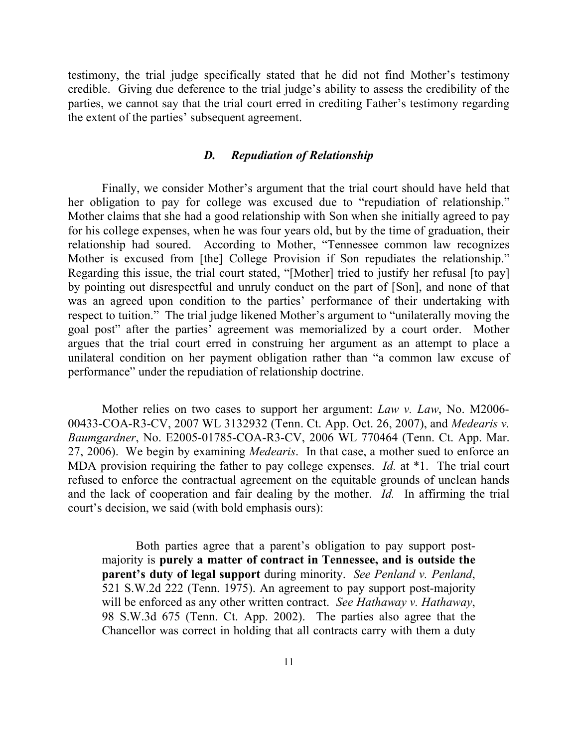testimony, the trial judge specifically stated that he did not find Mother's testimony credible. Giving due deference to the trial judge's ability to assess the credibility of the parties, we cannot say that the trial court erred in crediting Father's testimony regarding the extent of the parties' subsequent agreement.

### *D. Repudiation of Relationship*

Finally, we consider Mother's argument that the trial court should have held that her obligation to pay for college was excused due to "repudiation of relationship." Mother claims that she had a good relationship with Son when she initially agreed to pay for his college expenses, when he was four years old, but by the time of graduation, their relationship had soured. According to Mother, "Tennessee common law recognizes Mother is excused from [the] College Provision if Son repudiates the relationship." Regarding this issue, the trial court stated, "[Mother] tried to justify her refusal [to pay] by pointing out disrespectful and unruly conduct on the part of [Son], and none of that was an agreed upon condition to the parties' performance of their undertaking with respect to tuition." The trial judge likened Mother's argument to "unilaterally moving the goal post" after the parties' agreement was memorialized by a court order. Mother argues that the trial court erred in construing her argument as an attempt to place a unilateral condition on her payment obligation rather than "a common law excuse of performance" under the repudiation of relationship doctrine.

Mother relies on two cases to support her argument: *Law v. Law*, No. M2006-00433-COA-R3-CV, 2007 WL 3132932 (Tenn. Ct. App. Oct. 26, 2007), and *Medearis v. Baumgardner*, No. E2005-01785-COA-R3-CV, 2006 WL 770464 (Tenn. Ct. App. Mar. 27, 2006). We begin by examining *Medearis*. In that case, a mother sued to enforce an MDA provision requiring the father to pay college expenses. *Id.* at \*1. The trial court refused to enforce the contractual agreement on the equitable grounds of unclean hands and the lack of cooperation and fair dealing by the mother. *Id.* In affirming the trial court's decision, we said (with bold emphasis ours):

> Both parties agree that a parent's obligation to pay support post-majority is **purely a matter of contract in Tennessee, and is outside the parent's duty of legal support** during minority. *See Penland v. Penland*, 521 S.W.2d 222 (Tenn. 1975). An agreement to pay support post-majority will be enforced as any other written contract. *See Hathaway v. Hathaway*, 98 S.W.3d 675 (Tenn. Ct. App. 2002). The parties also agree that the Chancellor was correct in holding that all contracts carry with them a duty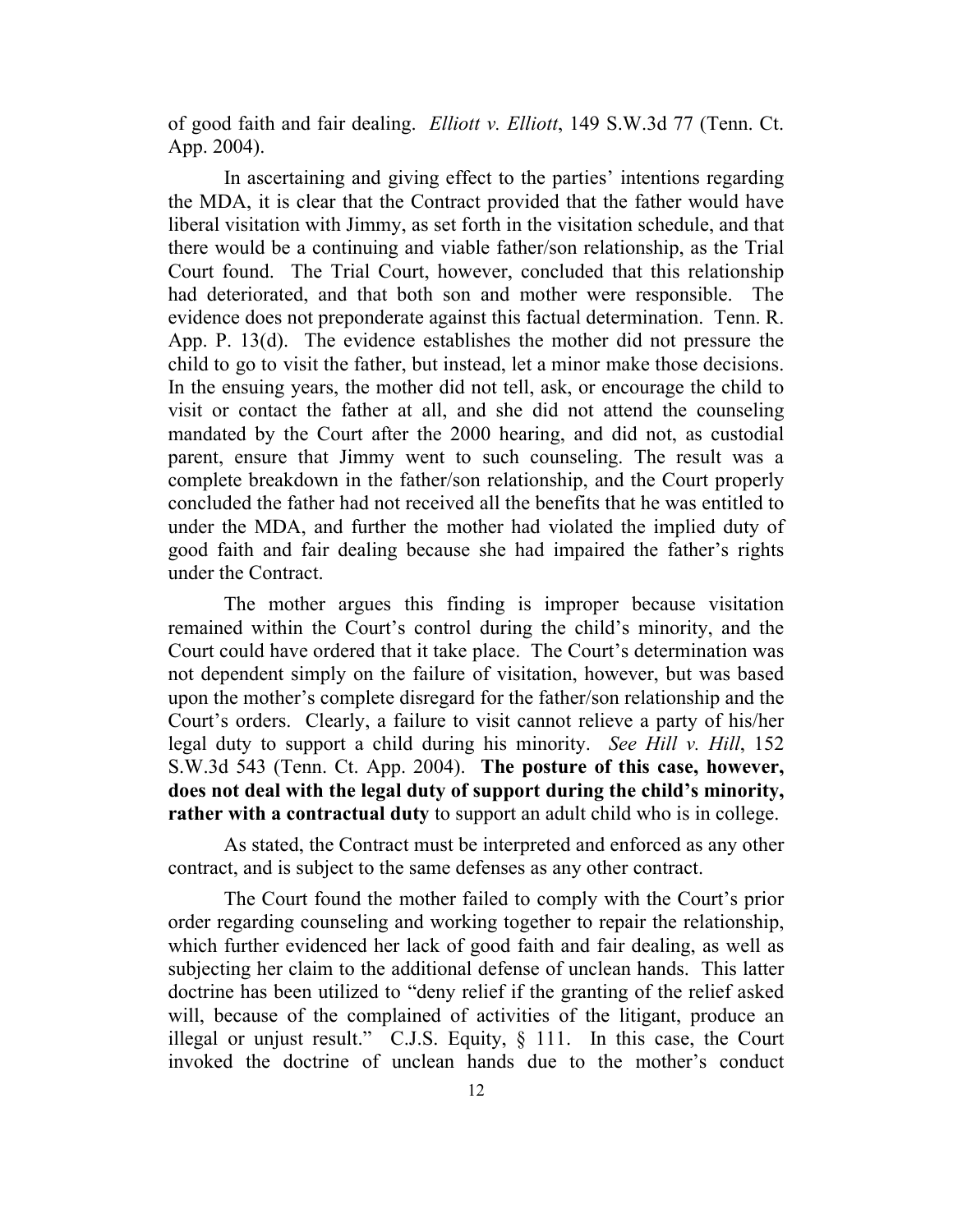of good faith and fair dealing. *Elliott v. Elliott*, 149 S.W.3d 77 (Tenn. Ct. App. 2004).

In ascertaining and giving effect to the parties' intentions regarding the MDA, it is clear that the Contract provided that the father would have liberal visitation with Jimmy, as set forth in the visitation schedule, and that there would be a continuing and viable father/son relationship, as the Trial Court found. The Trial Court, however, concluded that this relationship had deteriorated, and that both son and mother were responsible. The evidence does not preponderate against this factual determination. Tenn. R. App. P. 13(d). The evidence establishes the mother did not pressure the child to go to visit the father, but instead, let a minor make those decisions. In the ensuing years, the mother did not tell, ask, or encourage the child to visit or contact the father at all, and she did not attend the counseling mandated by the Court after the 2000 hearing, and did not, as custodial parent, ensure that Jimmy went to such counseling. The result was a complete breakdown in the father/son relationship, and the Court properly concluded the father had not received all the benefits that he was entitled to under the MDA, and further the mother had violated the implied duty of good faith and fair dealing because she had impaired the father's rights under the Contract.

The mother argues this finding is improper because visitation remained within the Court's control during the child's minority, and the Court could have ordered that it take place. The Court's determination was not dependent simply on the failure of visitation, however, but was based upon the mother's complete disregard for the father/son relationship and the Court's orders. Clearly, a failure to visit cannot relieve a party of his/her legal duty to support a child during his minority. *See Hill v. Hill*, 152 S.W.3d 543 (Tenn. Ct. App. 2004). **The posture of this case, however, does not deal with the legal duty of support during the child's minority, rather with a contractual duty** to support an adult child who is in college.

As stated, the Contract must be interpreted and enforced as any other contract, and is subject to the same defenses as any other contract.

The Court found the mother failed to comply with the Court's prior order regarding counseling and working together to repair the relationship, which further evidenced her lack of good faith and fair dealing, as well as subjecting her claim to the additional defense of unclean hands. This latter doctrine has been utilized to "deny relief if the granting of the relief asked will, because of the complained of activities of the litigant, produce an illegal or unjust result." C.J.S. Equity, § 111. In this case, the Court invoked the doctrine of unclean hands due to the mother's conduct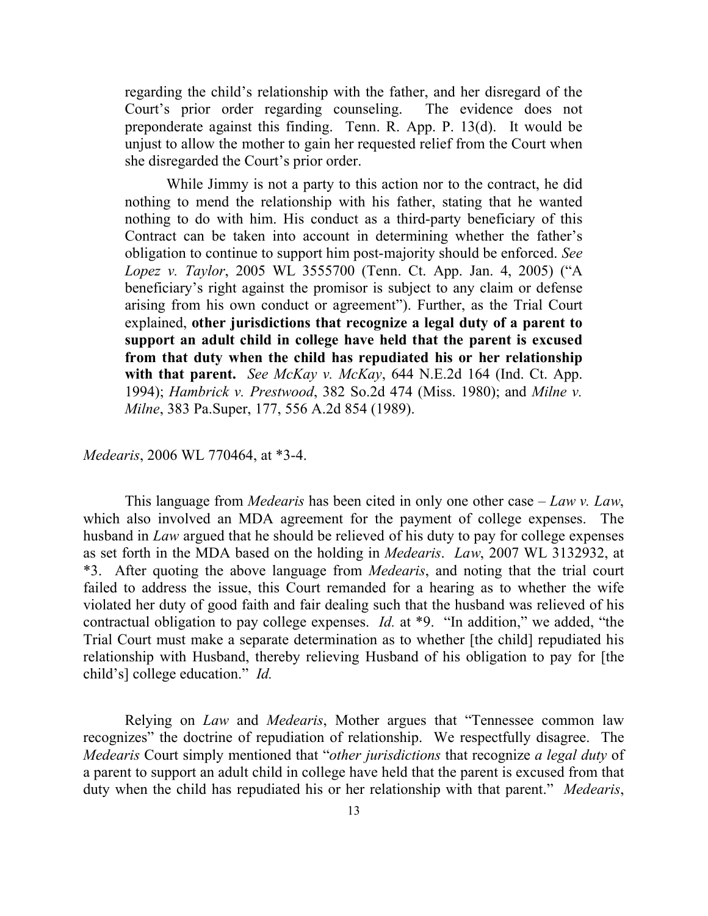> regarding the child's relationship with the father, and her disregard of the Court's prior order regarding counseling. The evidence does not preponderate against this finding. Tenn. R. App. P. 13(d). It would be unjust to allow the mother to gain her requested relief from the Court when she disregarded the Court's prior order.
>
> While Jimmy is not a party to this action nor to the contract, he did nothing to mend the relationship with his father, stating that he wanted nothing to do with him. His conduct as a third-party beneficiary of this Contract can be taken into account in determining whether the father's obligation to continue to support him post-majority should be enforced. *See Lopez v. Taylor*, 2005 WL 3555700 (Tenn. Ct. App. Jan. 4, 2005) ("A beneficiary's right against the promisor is subject to any claim or defense arising from his own conduct or agreement"). Further, as the Trial Court explained, **other jurisdictions that recognize a legal duty of a parent to support an adult child in college have held that the parent is excused from that duty when the child has repudiated his or her relationship with that parent.** *See McKay v. McKay*, 644 N.E.2d 164 (Ind. Ct. App. 1994); *Hambrick v. Prestwood*, 382 So.2d 474 (Miss. 1980); and *Milne v. Milne*, 383 Pa.Super, 177, 556 A.2d 854 (1989).

*Medearis*, 2006 WL 770464, at *3-4.

This language from *Medearis* has been cited in only one other case – *Law v. Law*, which also involved an MDA agreement for the payment of college expenses. The husband in *Law* argued that he should be relieved of his duty to pay for college expenses as set forth in the MDA based on the holding in *Medearis*. *Law*, 2007 WL 3132932, at *3. After quoting the above language from *Medearis*, and noting that the trial court failed to address the issue, this Court remanded for a hearing as to whether the wife violated her duty of good faith and fair dealing such that the husband was relieved of his contractual obligation to pay college expenses. *Id.* at *9. "In addition," we added, "the Trial Court must make a separate determination as to whether [the child] repudiated his relationship with Husband, thereby relieving Husband of his obligation to pay for [the child's] college education." *Id.*

Relying on *Law* and *Medearis*, Mother argues that "Tennessee common law recognizes" the doctrine of repudiation of relationship. We respectfully disagree. The *Medearis* Court simply mentioned that "*other jurisdictions* that recognize *a legal duty* of a parent to support an adult child in college have held that the parent is excused from that duty when the child has repudiated his or her relationship with that parent." *Medearis*,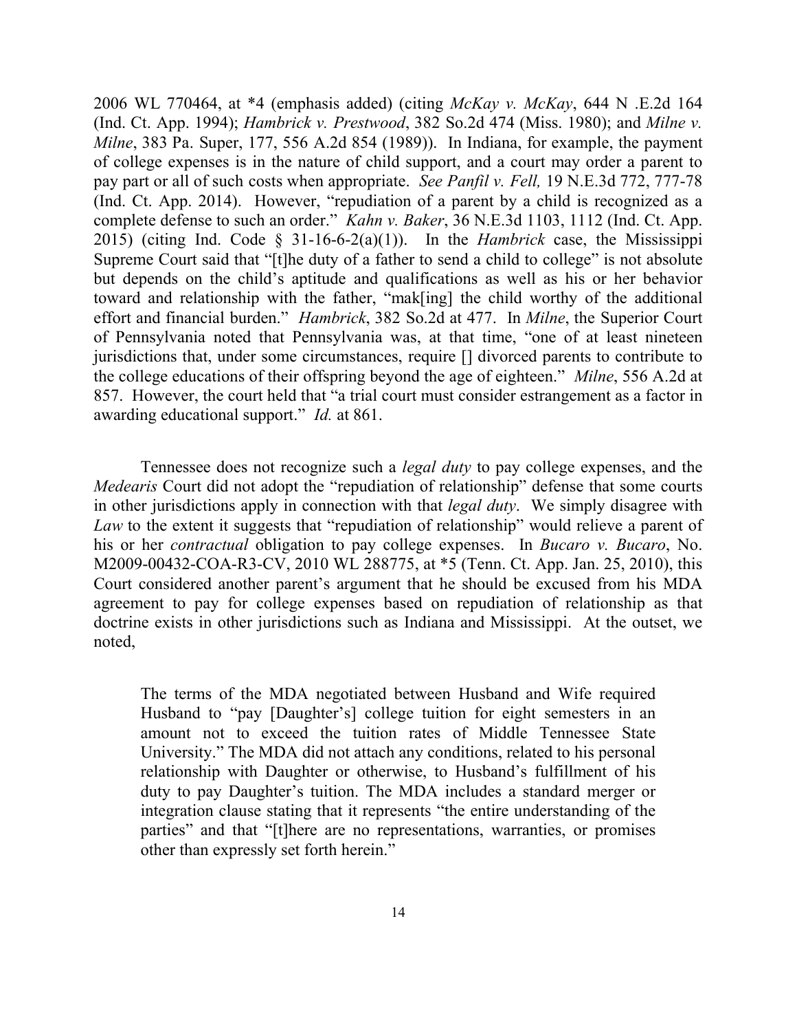2006 WL 770464, at *4 (emphasis added) (citing *McKay v. McKay*, 644 N .E.2d 164 (Ind. Ct. App. 1994); *Hambrick v. Prestwood*, 382 So.2d 474 (Miss. 1980); and *Milne v. Milne*, 383 Pa. Super, 177, 556 A.2d 854 (1989)). In Indiana, for example, the payment of college expenses is in the nature of child support, and a court may order a parent to pay part or all of such costs when appropriate. *See Panfil v. Fell,* 19 N.E.3d 772, 777-78 (Ind. Ct. App. 2014). However, "repudiation of a parent by a child is recognized as a complete defense to such an order." *Kahn v. Baker*, 36 N.E.3d 1103, 1112 (Ind. Ct. App. 2015) (citing Ind. Code § 31-16-6-2(a)(1)). In the *Hambrick* case, the Mississippi Supreme Court said that "[t]he duty of a father to send a child to college" is not absolute but depends on the child's aptitude and qualifications as well as his or her behavior toward and relationship with the father, "mak[ing] the child worthy of the additional effort and financial burden." *Hambrick*, 382 So.2d at 477. In *Milne*, the Superior Court of Pennsylvania noted that Pennsylvania was, at that time, "one of at least nineteen jurisdictions that, under some circumstances, require [] divorced parents to contribute to the college educations of their offspring beyond the age of eighteen." *Milne*, 556 A.2d at 857. However, the court held that "a trial court must consider estrangement as a factor in awarding educational support." *Id.* at 861.

Tennessee does not recognize such a *legal duty* to pay college expenses, and the *Medearis* Court did not adopt the "repudiation of relationship" defense that some courts in other jurisdictions apply in connection with that *legal duty*. We simply disagree with *Law* to the extent it suggests that "repudiation of relationship" would relieve a parent of his or her *contractual* obligation to pay college expenses. In *Bucaro v. Bucaro*, No. M2009-00432-COA-R3-CV, 2010 WL 288775, at *5 (Tenn. Ct. App. Jan. 25, 2010), this Court considered another parent's argument that he should be excused from his MDA agreement to pay for college expenses based on repudiation of relationship as that doctrine exists in other jurisdictions such as Indiana and Mississippi. At the outset, we noted,

> The terms of the MDA negotiated between Husband and Wife required Husband to "pay [Daughter's] college tuition for eight semesters in an amount not to exceed the tuition rates of Middle Tennessee State University." The MDA did not attach any conditions, related to his personal relationship with Daughter or otherwise, to Husband's fulfillment of his duty to pay Daughter's tuition. The MDA includes a standard merger or integration clause stating that it represents "the entire understanding of the parties" and that "[t]here are no representations, warranties, or promises other than expressly set forth herein."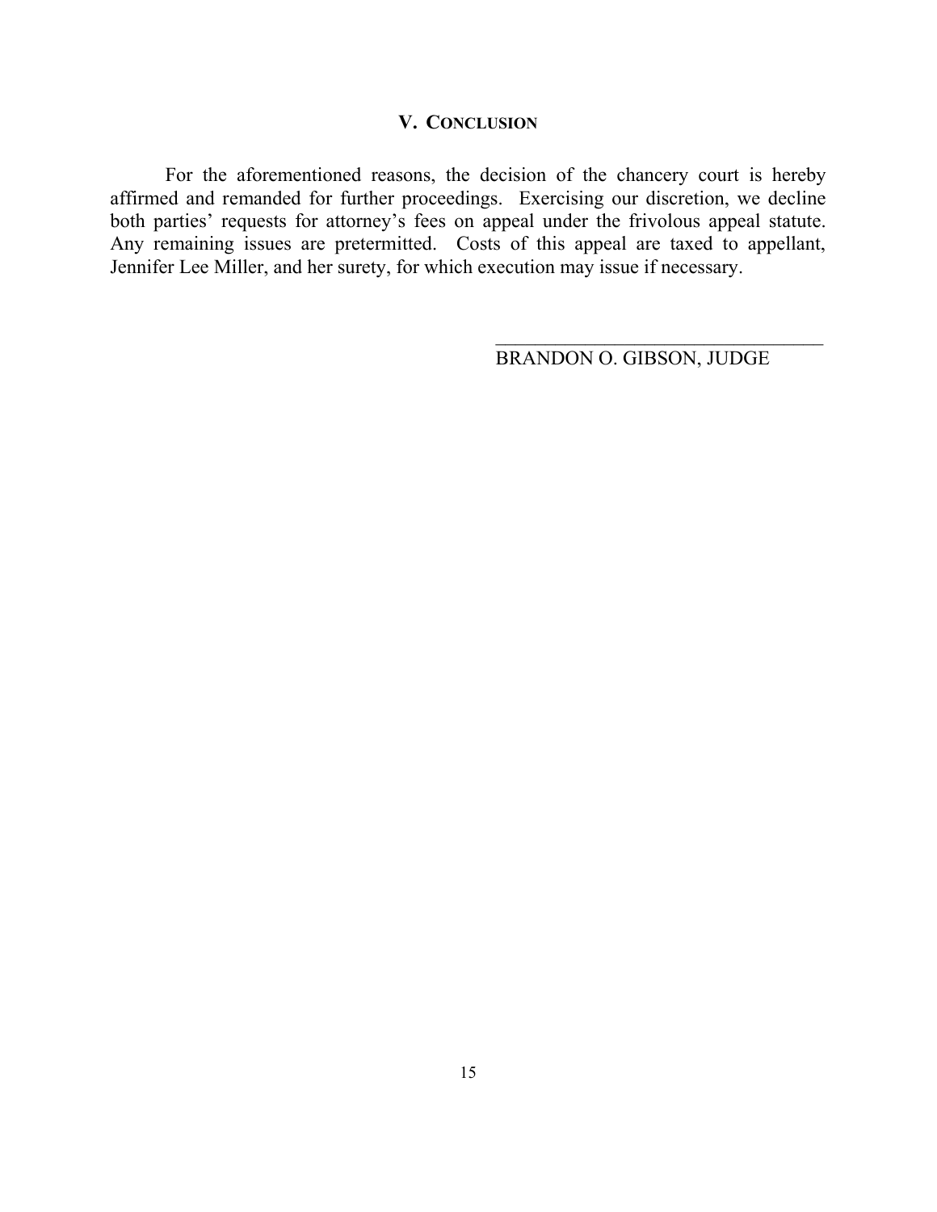## V. CONCLUSION

For the aforementioned reasons, the decision of the chancery court is hereby affirmed and remanded for further proceedings. Exercising our discretion, we decline both parties' requests for attorney's fees on appeal under the frivolous appeal statute. Any remaining issues are pretermitted. Costs of this appeal are taxed to appellant, Jennifer Lee Miller, and her surety, for which execution may issue if necessary.

\_\_\_\_\_\_\_\_\_\_\_\_\_\_\_\_\_\_\_\_\_\_\_\_\_\_\_\_\_\_\_\_\_\_\_\_

BRANDON O. GIBSON, JUDGE